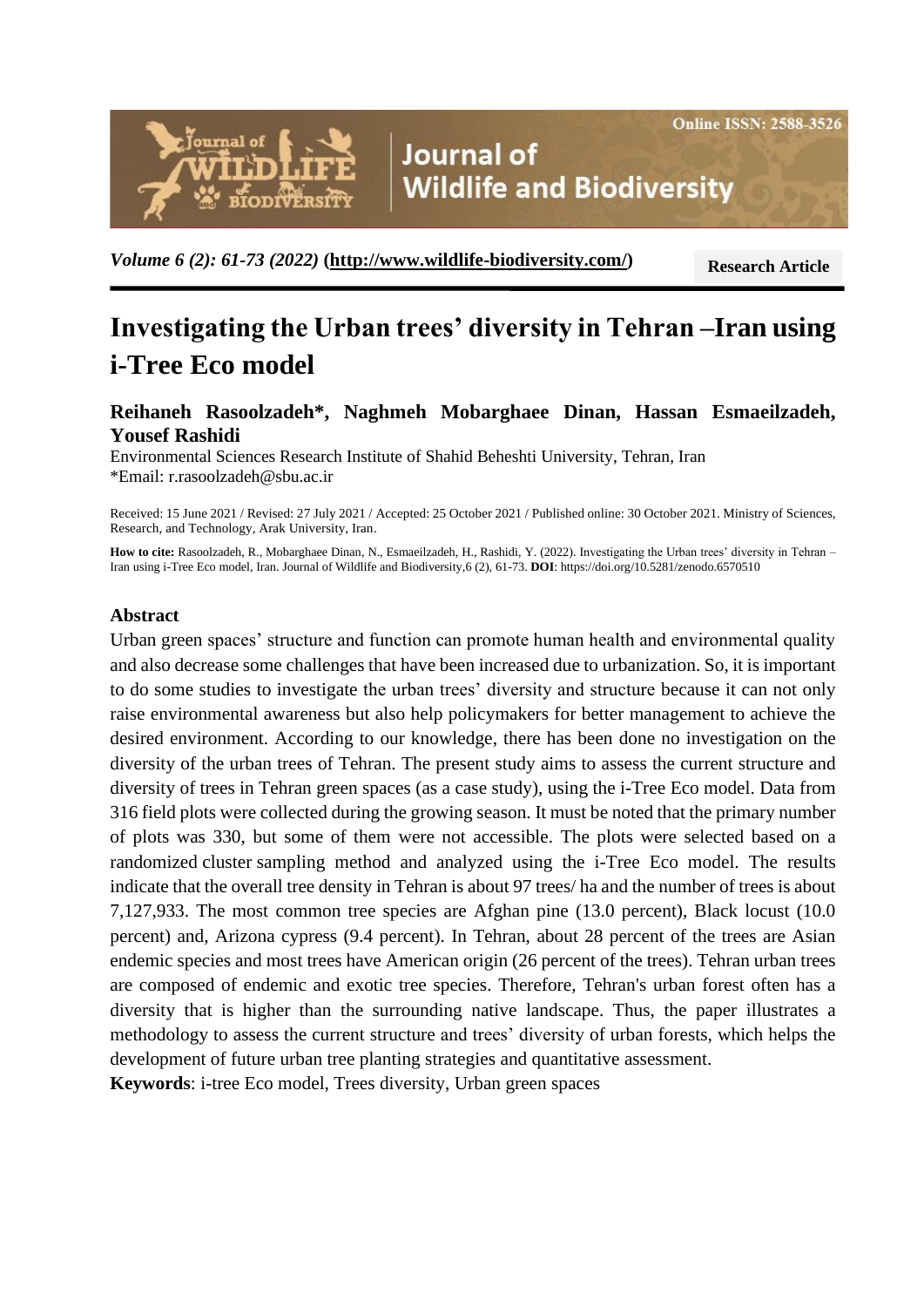Online ISSN: 2588-3526

# Journal of Wildlife and Biodiversity

*Volume 6 (2): 61-73 (2022)* (http://www.wildlife-biodiversity.com/)

**Research Article**

# Investigating the Urban trees' diversity in Tehran –Iran using i-Tree Eco model

**Reihaneh Rasoolzadeh*, Naghmeh Mobarghaee Dinan, Hassan Esmaeilzadeh, Yousef Rashidi**

Environmental Sciences Research Institute of Shahid Beheshti University, Tehran, Iran
*Email: r.rasoolzadeh@sbu.ac.ir

Received: 15 June 2021 / Revised: 27 July 2021 / Accepted: 25 October 2021 / Published online: 30 October 2021. Ministry of Sciences, Research, and Technology, Arak University, Iran.

**How to cite:** Rasoolzadeh, R., Mobarghaee Dinan, N., Esmaeilzadeh, H., Rashidi, Y. (2022). Investigating the Urban trees' diversity in Tehran – Iran using i-Tree Eco model, Iran. Journal of Wildlife and Biodiversity,6 (2), 61-73. **DOI**: https://doi.org/10.5281/zenodo.6570510

## Abstract

Urban green spaces' structure and function can promote human health and environmental quality and also decrease some challenges that have been increased due to urbanization. So, it is important to do some studies to investigate the urban trees' diversity and structure because it can not only raise environmental awareness but also help policymakers for better management to achieve the desired environment. According to our knowledge, there has been done no investigation on the diversity of the urban trees of Tehran. The present study aims to assess the current structure and diversity of trees in Tehran green spaces (as a case study), using the i-Tree Eco model. Data from 316 field plots were collected during the growing season. It must be noted that the primary number of plots was 330, but some of them were not accessible. The plots were selected based on a randomized cluster sampling method and analyzed using the i-Tree Eco model. The results indicate that the overall tree density in Tehran is about 97 trees/ ha and the number of trees is about 7,127,933. The most common tree species are Afghan pine (13.0 percent), Black locust (10.0 percent) and, Arizona cypress (9.4 percent). In Tehran, about 28 percent of the trees are Asian endemic species and most trees have American origin (26 percent of the trees). Tehran urban trees are composed of endemic and exotic tree species. Therefore, Tehran's urban forest often has a diversity that is higher than the surrounding native landscape. Thus, the paper illustrates a methodology to assess the current structure and trees' diversity of urban forests, which helps the development of future urban tree planting strategies and quantitative assessment.

**Keywords**: i-tree Eco model, Trees diversity, Urban green spaces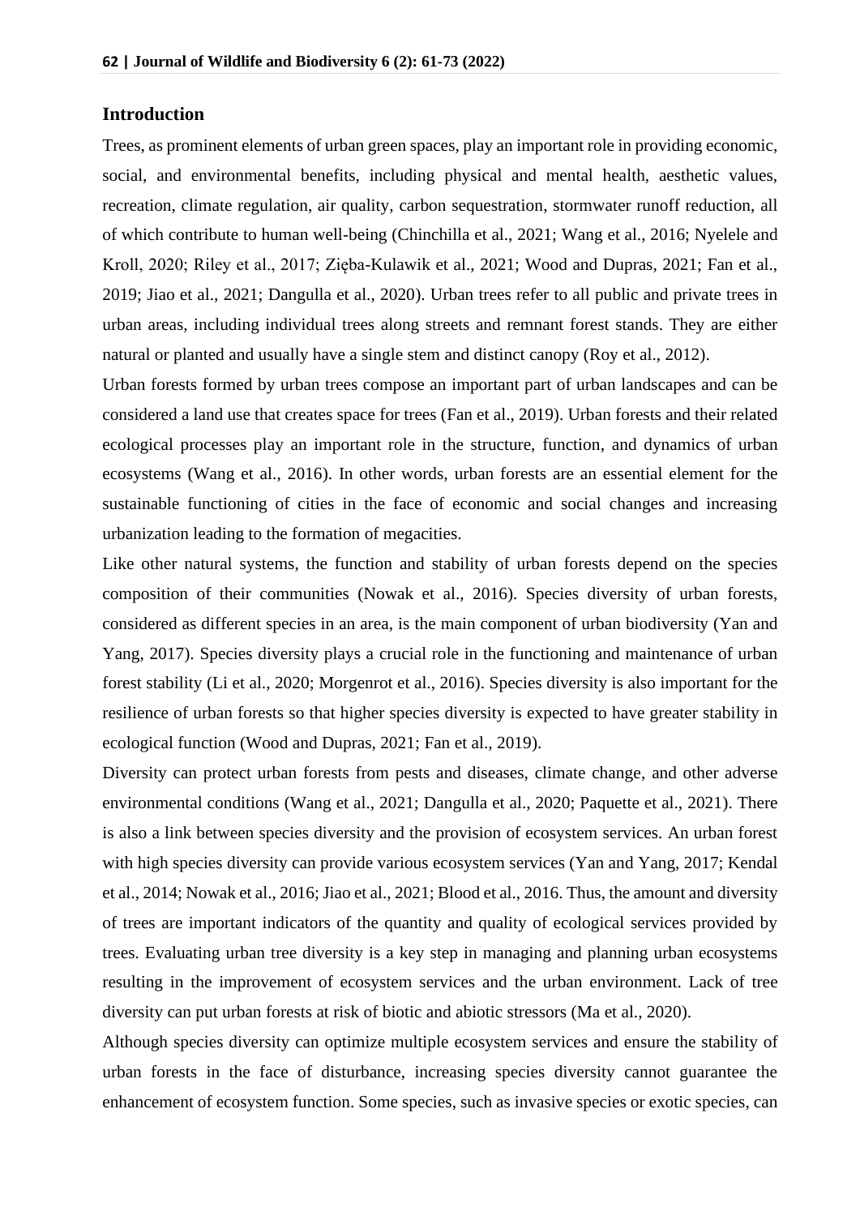## Introduction

Trees, as prominent elements of urban green spaces, play an important role in providing economic, social, and environmental benefits, including physical and mental health, aesthetic values, recreation, climate regulation, air quality, carbon sequestration, stormwater runoff reduction, all of which contribute to human well-being (Chinchilla et al., 2021; Wang et al., 2016; Nyelele and Kroll, 2020; Riley et al., 2017; Zięba-Kulawik et al., 2021; Wood and Dupras, 2021; Fan et al., 2019; Jiao et al., 2021; Dangulla et al., 2020). Urban trees refer to all public and private trees in urban areas, including individual trees along streets and remnant forest stands. They are either natural or planted and usually have a single stem and distinct canopy (Roy et al., 2012).

Urban forests formed by urban trees compose an important part of urban landscapes and can be considered a land use that creates space for trees (Fan et al., 2019). Urban forests and their related ecological processes play an important role in the structure, function, and dynamics of urban ecosystems (Wang et al., 2016). In other words, urban forests are an essential element for the sustainable functioning of cities in the face of economic and social changes and increasing urbanization leading to the formation of megacities.

Like other natural systems, the function and stability of urban forests depend on the species composition of their communities (Nowak et al., 2016). Species diversity of urban forests, considered as different species in an area, is the main component of urban biodiversity (Yan and Yang, 2017). Species diversity plays a crucial role in the functioning and maintenance of urban forest stability (Li et al., 2020; Morgenrot et al., 2016). Species diversity is also important for the resilience of urban forests so that higher species diversity is expected to have greater stability in ecological function (Wood and Dupras, 2021; Fan et al., 2019).

Diversity can protect urban forests from pests and diseases, climate change, and other adverse environmental conditions (Wang et al., 2021; Dangulla et al., 2020; Paquette et al., 2021). There is also a link between species diversity and the provision of ecosystem services. An urban forest with high species diversity can provide various ecosystem services (Yan and Yang, 2017; Kendal et al., 2014; Nowak et al., 2016; Jiao et al., 2021; Blood et al., 2016. Thus, the amount and diversity of trees are important indicators of the quantity and quality of ecological services provided by trees. Evaluating urban tree diversity is a key step in managing and planning urban ecosystems resulting in the improvement of ecosystem services and the urban environment. Lack of tree diversity can put urban forests at risk of biotic and abiotic stressors (Ma et al., 2020).

Although species diversity can optimize multiple ecosystem services and ensure the stability of urban forests in the face of disturbance, increasing species diversity cannot guarantee the enhancement of ecosystem function. Some species, such as invasive species or exotic species, can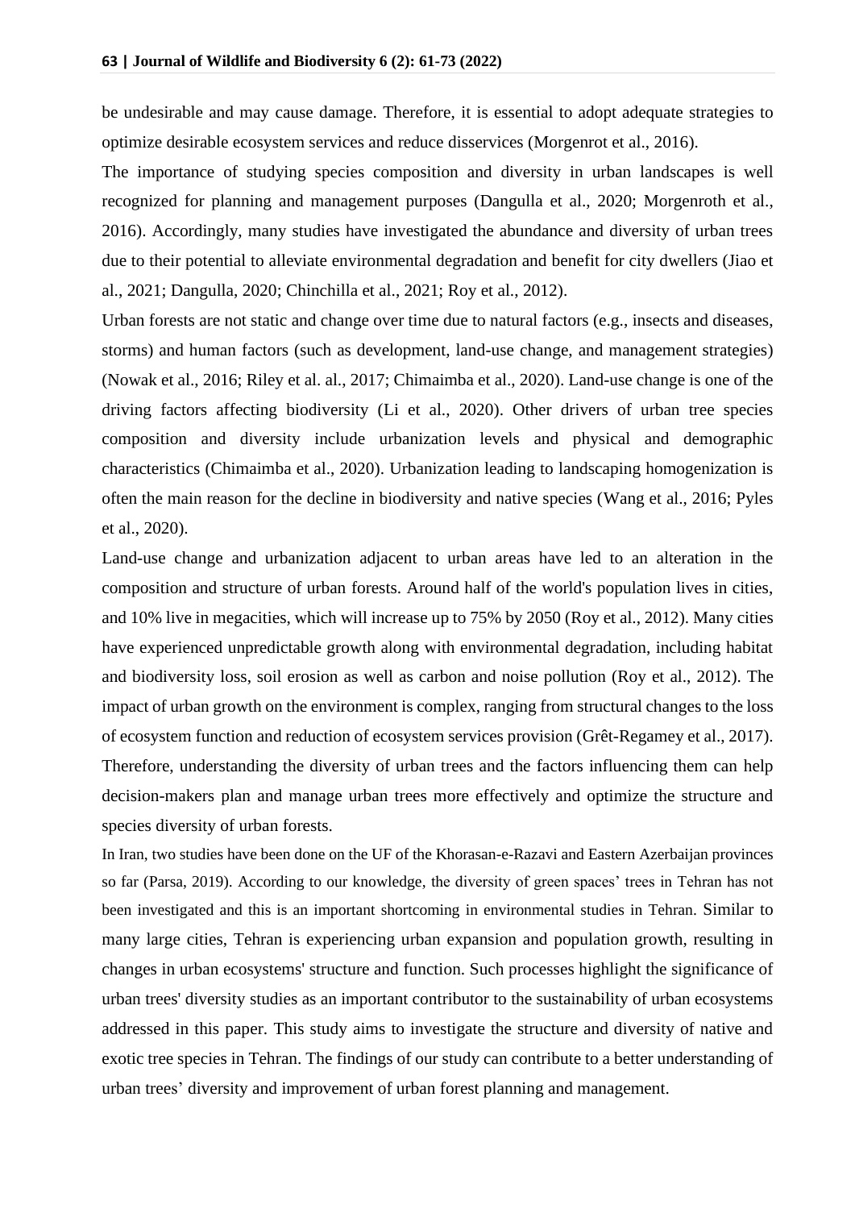be undesirable and may cause damage. Therefore, it is essential to adopt adequate strategies to optimize desirable ecosystem services and reduce disservices (Morgenrot et al., 2016).

The importance of studying species composition and diversity in urban landscapes is well recognized for planning and management purposes (Dangulla et al., 2020; Morgenroth et al., 2016). Accordingly, many studies have investigated the abundance and diversity of urban trees due to their potential to alleviate environmental degradation and benefit for city dwellers (Jiao et al., 2021; Dangulla, 2020; Chinchilla et al., 2021; Roy et al., 2012).

Urban forests are not static and change over time due to natural factors (e.g., insects and diseases, storms) and human factors (such as development, land-use change, and management strategies) (Nowak et al., 2016; Riley et al. al., 2017; Chimaimba et al., 2020). Land-use change is one of the driving factors affecting biodiversity (Li et al., 2020). Other drivers of urban tree species composition and diversity include urbanization levels and physical and demographic characteristics (Chimaimba et al., 2020). Urbanization leading to landscaping homogenization is often the main reason for the decline in biodiversity and native species (Wang et al., 2016; Pyles et al., 2020).

Land-use change and urbanization adjacent to urban areas have led to an alteration in the composition and structure of urban forests. Around half of the world's population lives in cities, and 10% live in megacities, which will increase up to 75% by 2050 (Roy et al., 2012). Many cities have experienced unpredictable growth along with environmental degradation, including habitat and biodiversity loss, soil erosion as well as carbon and noise pollution (Roy et al., 2012). The impact of urban growth on the environment is complex, ranging from structural changes to the loss of ecosystem function and reduction of ecosystem services provision (Grêt-Regamey et al., 2017). Therefore, understanding the diversity of urban trees and the factors influencing them can help decision-makers plan and manage urban trees more effectively and optimize the structure and species diversity of urban forests.

In Iran, two studies have been done on the UF of the Khorasan-e-Razavi and Eastern Azerbaijan provinces so far (Parsa, 2019). According to our knowledge, the diversity of green spaces' trees in Tehran has not been investigated and this is an important shortcoming in environmental studies in Tehran. Similar to many large cities, Tehran is experiencing urban expansion and population growth, resulting in changes in urban ecosystems' structure and function. Such processes highlight the significance of urban trees' diversity studies as an important contributor to the sustainability of urban ecosystems addressed in this paper. This study aims to investigate the structure and diversity of native and exotic tree species in Tehran. The findings of our study can contribute to a better understanding of urban trees' diversity and improvement of urban forest planning and management.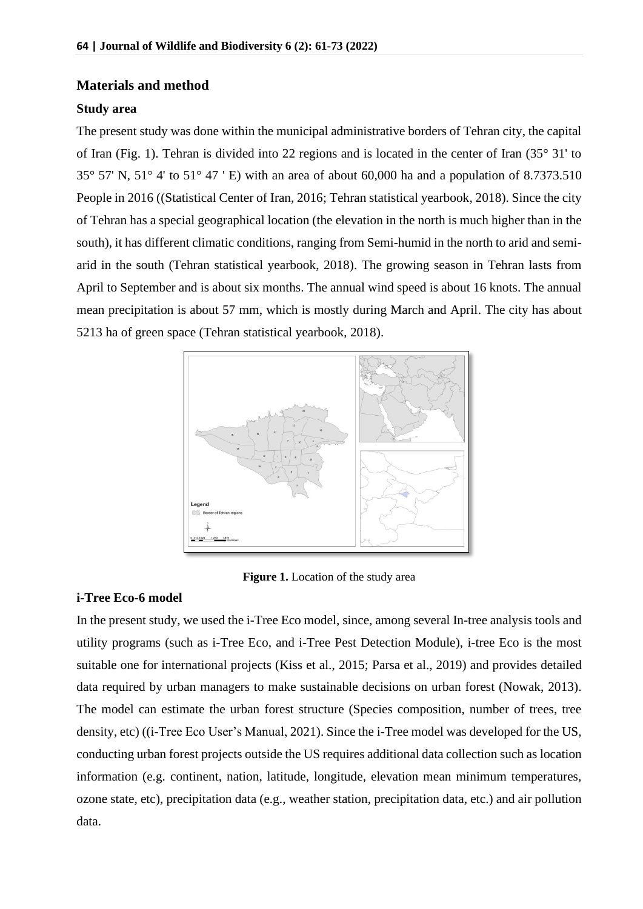## Materials and method

### Study area

The present study was done within the municipal administrative borders of Tehran city, the capital of Iran (Fig. 1). Tehran is divided into 22 regions and is located in the center of Iran (35° 31' to 35° 57' N, 51° 4' to 51° 47 ' E) with an area of about 60,000 ha and a population of 8.7373.510 People in 2016 ((Statistical Center of Iran, 2016; Tehran statistical yearbook, 2018). Since the city of Tehran has a special geographical location (the elevation in the north is much higher than in the south), it has different climatic conditions, ranging from Semi-humid in the north to arid and semi-arid in the south (Tehran statistical yearbook, 2018). The growing season in Tehran lasts from April to September and is about six months. The annual wind speed is about 16 knots. The annual mean precipitation is about 57 mm, which is mostly during March and April. The city has about 5213 ha of green space (Tehran statistical yearbook, 2018).

**Figure 1.** Location of the study area

### i-Tree Eco-6 model

In the present study, we used the i-Tree Eco model, since, among several In-tree analysis tools and utility programs (such as i-Tree Eco, and i-Tree Pest Detection Module), i-tree Eco is the most suitable one for international projects (Kiss et al., 2015; Parsa et al., 2019) and provides detailed data required by urban managers to make sustainable decisions on urban forest (Nowak, 2013). The model can estimate the urban forest structure (Species composition, number of trees, tree density, etc) ((i-Tree Eco User's Manual, 2021). Since the i-Tree model was developed for the US, conducting urban forest projects outside the US requires additional data collection such as location information (e.g. continent, nation, latitude, longitude, elevation mean minimum temperatures, ozone state, etc), precipitation data (e.g., weather station, precipitation data, etc.) and air pollution data.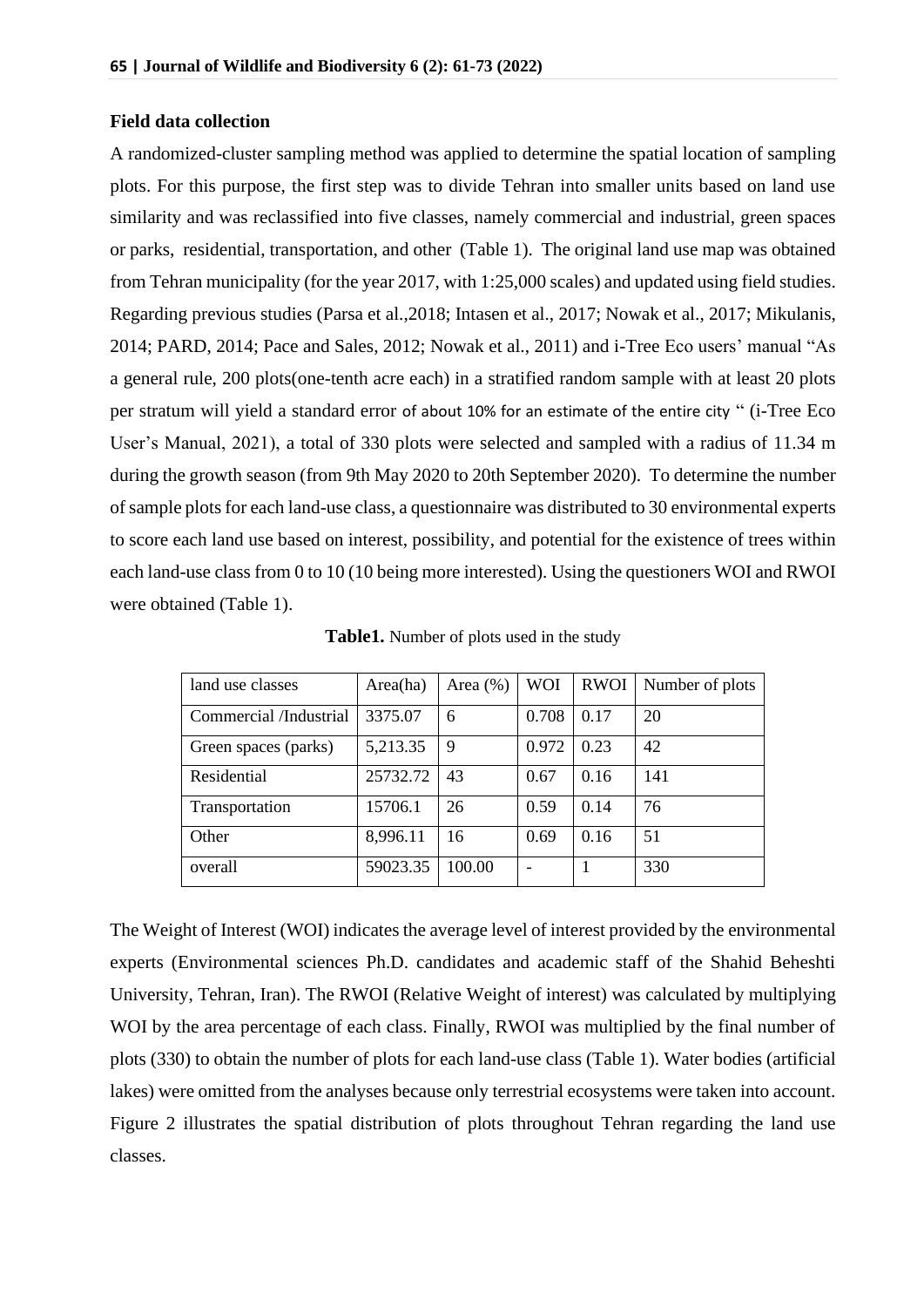**Field data collection**

A randomized-cluster sampling method was applied to determine the spatial location of sampling plots. For this purpose, the first step was to divide Tehran into smaller units based on land use similarity and was reclassified into five classes, namely commercial and industrial, green spaces or parks, residential, transportation, and other (Table 1). The original land use map was obtained from Tehran municipality (for the year 2017, with 1:25,000 scales) and updated using field studies. Regarding previous studies (Parsa et al.,2018; Intasen et al., 2017; Nowak et al., 2017; Mikulanis, 2014; PARD, 2014; Pace and Sales, 2012; Nowak et al., 2011) and i-Tree Eco users' manual "As a general rule, 200 plots(one-tenth acre each) in a stratified random sample with at least 20 plots per stratum will yield a standard error of about 10% for an estimate of the entire city " (i-Tree Eco User's Manual, 2021), a total of 330 plots were selected and sampled with a radius of 11.34 m during the growth season (from 9th May 2020 to 20th September 2020). To determine the number of sample plots for each land-use class, a questionnaire was distributed to 30 environmental experts to score each land use based on interest, possibility, and potential for the existence of trees within each land-use class from 0 to 10 (10 being more interested). Using the questioners WOI and RWOI were obtained (Table 1).

**Table1.** Number of plots used in the study

| land use classes | Area(ha) | Area (%) | WOI | RWOI | Number of plots |
|---|---|---|---|---|---|
| Commercial /Industrial | 3375.07 | 6 | 0.708 | 0.17 | 20 |
| Green spaces (parks) | 5,213.35 | 9 | 0.972 | 0.23 | 42 |
| Residential | 25732.72 | 43 | 0.67 | 0.16 | 141 |
| Transportation | 15706.1 | 26 | 0.59 | 0.14 | 76 |
| Other | 8,996.11 | 16 | 0.69 | 0.16 | 51 |
| overall | 59023.35 | 100.00 | - | 1 | 330 |

The Weight of Interest (WOI) indicates the average level of interest provided by the environmental experts (Environmental sciences Ph.D. candidates and academic staff of the Shahid Beheshti University, Tehran, Iran). The RWOI (Relative Weight of interest) was calculated by multiplying WOI by the area percentage of each class. Finally, RWOI was multiplied by the final number of plots (330) to obtain the number of plots for each land-use class (Table 1). Water bodies (artificial lakes) were omitted from the analyses because only terrestrial ecosystems were taken into account. Figure 2 illustrates the spatial distribution of plots throughout Tehran regarding the land use classes.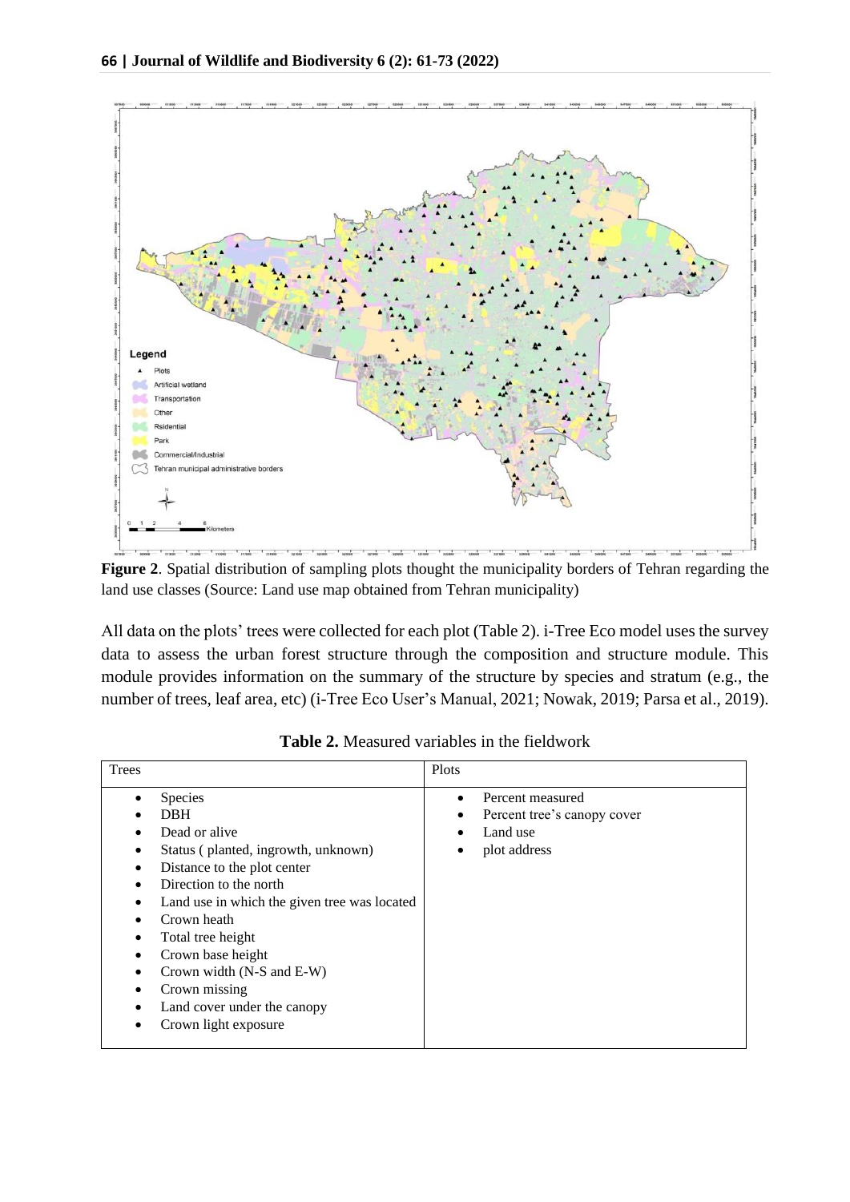Legend

Plots

Artificial wetland

Transportation

Other

Rsidential

Park

Commercial/Industrial

Tehran municipal administrative borders

N

0 1 2 4 6 Kilometers

**Figure 2**. Spatial distribution of sampling plots thought the municipality borders of Tehran regarding the land use classes (Source: Land use map obtained from Tehran municipality)

All data on the plots' trees were collected for each plot (Table 2). i-Tree Eco model uses the survey data to assess the urban forest structure through the composition and structure module. This module provides information on the summary of the structure by species and stratum (e.g., the number of trees, leaf area, etc) (i-Tree Eco User's Manual, 2021; Nowak, 2019; Parsa et al., 2019).

**Table 2.** Measured variables in the fieldwork

| Trees | Plots |
|---|---|
| • Species<br>• DBH<br>• Dead or alive<br>• Status ( planted, ingrowth, unknown)<br>• Distance to the plot center<br>• Direction to the north<br>• Land use in which the given tree was located<br>• Crown heath<br>• Total tree height<br>• Crown base height<br>• Crown width (N-S and E-W)<br>• Crown missing<br>• Land cover under the canopy<br>• Crown light exposure | • Percent measured<br>• Percent tree's canopy cover<br>• Land use<br>• plot address |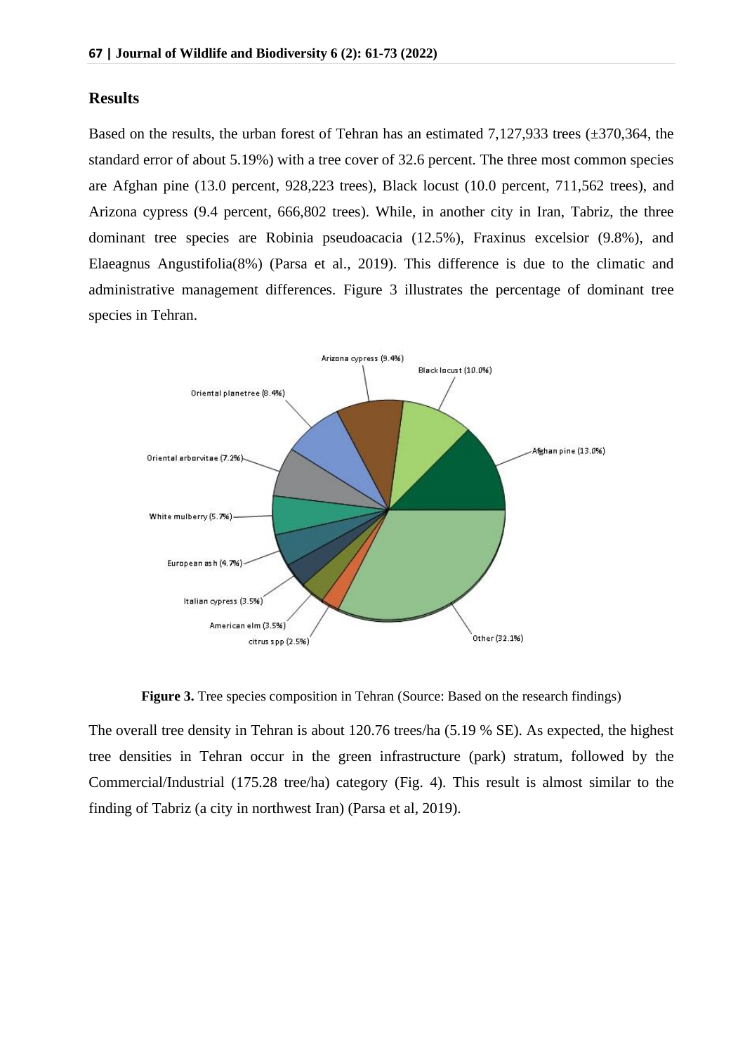## Results

Based on the results, the urban forest of Tehran has an estimated 7,127,933 trees (±370,364, the standard error of about 5.19%) with a tree cover of 32.6 percent. The three most common species are Afghan pine (13.0 percent, 928,223 trees), Black locust (10.0 percent, 711,562 trees), and Arizona cypress (9.4 percent, 666,802 trees). While, in another city in Iran, Tabriz, the three dominant tree species are Robinia pseudoacacia (12.5%), Fraxinus excelsior (9.8%), and Elaeagnus Angustifolia(8%) (Parsa et al., 2019). This difference is due to the climatic and administrative management differences. Figure 3 illustrates the percentage of dominant tree species in Tehran.

Arizona cypress (9.4%)
Black locust (10.0%)
Oriental planetree (8.4%)
Afghan pine (13.0%)
Oriental arborvitae (7.2%)
White mulberry (5.7%)
European ash (4.7%)
Italian cypress (3.5%)
American elm (3.5%)
citrus spp (2.5%)
Other (32.1%)

**Figure 3.** Tree species composition in Tehran (Source: Based on the research findings)

The overall tree density in Tehran is about 120.76 trees/ha (5.19 % SE). As expected, the highest tree densities in Tehran occur in the green infrastructure (park) stratum, followed by the Commercial/Industrial (175.28 tree/ha) category (Fig. 4). This result is almost similar to the finding of Tabriz (a city in northwest Iran) (Parsa et al, 2019).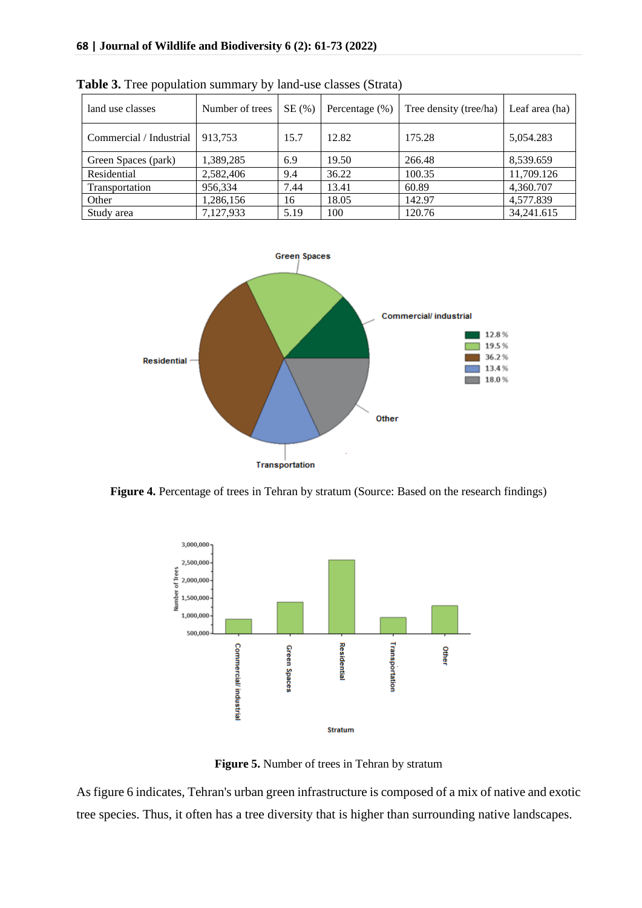**Table 3.** Tree population summary by land-use classes (Strata)

| land use classes | Number of trees | SE (%) | Percentage (%) | Tree density (tree/ha) | Leaf area (ha) |
|---|---|---|---|---|---|
| Commercial / Industrial | 913,753 | 15.7 | 12.82 | 175.28 | 5,054.283 |
| Green Spaces (park) | 1,389,285 | 6.9 | 19.50 | 266.48 | 8,539.659 |
| Residential | 2,582,406 | 9.4 | 36.22 | 100.35 | 11,709.126 |
| Transportation | 956,334 | 7.44 | 13.41 | 60.89 | 4,360.707 |
| Other | 1,286,156 | 16 | 18.05 | 142.97 | 4,577.839 |
| Study area | 7,127,933 | 5.19 | 100 | 120.76 | 34,241.615 |

Green Spaces
Commercial/ industrial
Residential
Other
Transportation

12.8 %
19.5 %
36.2 %
13.4 %
18.0 %

**Figure 4.** Percentage of trees in Tehran by stratum (Source: Based on the research findings)

Number of Trees
3,000,000
2,500,000
2,000,000
1,500,000
1,000,000
500,000

Commercial/ industrial
Green Spaces
Residential
Transportation
Other

Stratum

**Figure 5.** Number of trees in Tehran by stratum

As figure 6 indicates, Tehran's urban green infrastructure is composed of a mix of native and exotic tree species. Thus, it often has a tree diversity that is higher than surrounding native landscapes.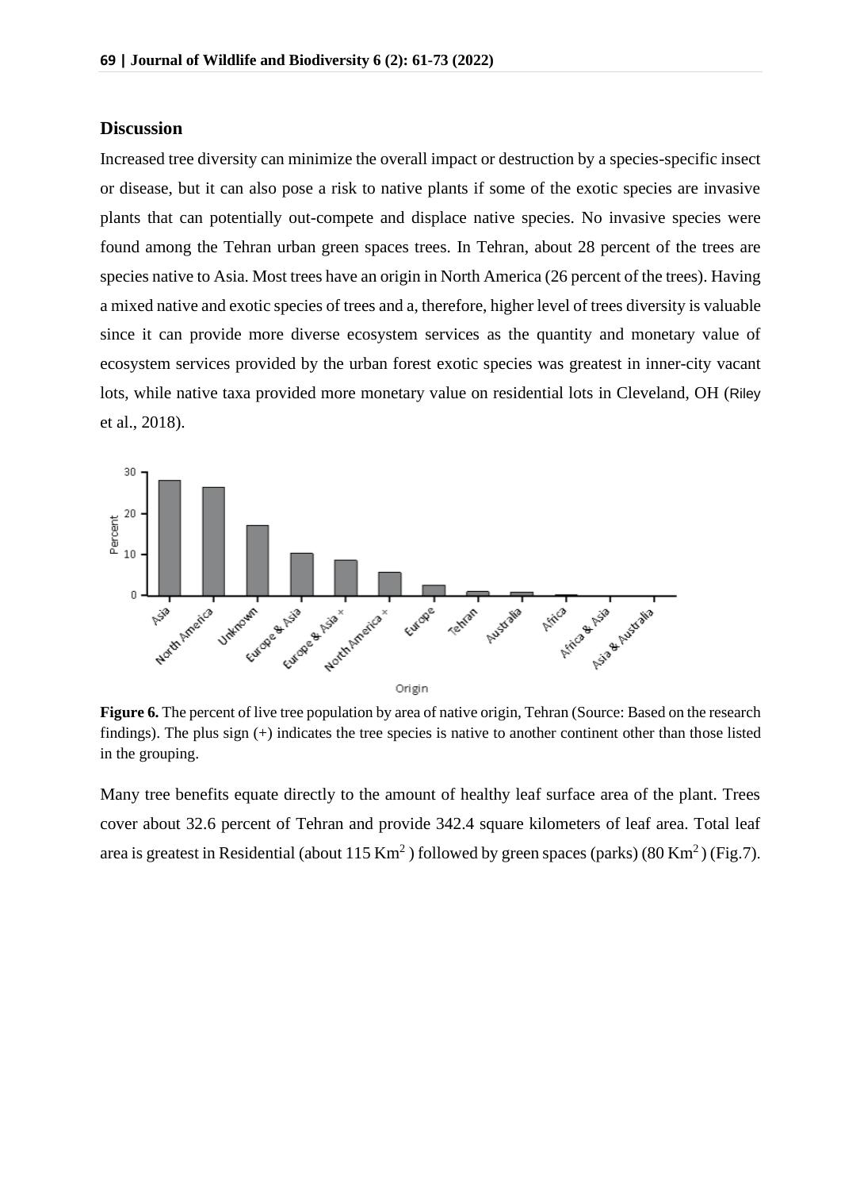## Discussion

Increased tree diversity can minimize the overall impact or destruction by a species-specific insect or disease, but it can also pose a risk to native plants if some of the exotic species are invasive plants that can potentially out-compete and displace native species. No invasive species were found among the Tehran urban green spaces trees. In Tehran, about 28 percent of the trees are species native to Asia. Most trees have an origin in North America (26 percent of the trees). Having a mixed native and exotic species of trees and a, therefore, higher level of trees diversity is valuable since it can provide more diverse ecosystem services as the quantity and monetary value of ecosystem services provided by the urban forest exotic species was greatest in inner-city vacant lots, while native taxa provided more monetary value on residential lots in Cleveland, OH (Riley et al., 2018).

Percent

30
20
10
0

Asia
North America
Unknown
Europe & Asia
Europe & Asia +
North America +
Europe
Tehran
Australia
Africa
Africa & Asia
Asia & Australia

Origin

**Figure 6.** The percent of live tree population by area of native origin, Tehran (Source: Based on the research findings). The plus sign (+) indicates the tree species is native to another continent other than those listed in the grouping.

Many tree benefits equate directly to the amount of healthy leaf surface area of the plant. Trees cover about 32.6 percent of Tehran and provide 342.4 square kilometers of leaf area. Total leaf area is greatest in Residential (about 115 $Km^2$ ) followed by green spaces (parks) (80 $Km^2$ ) (Fig.7).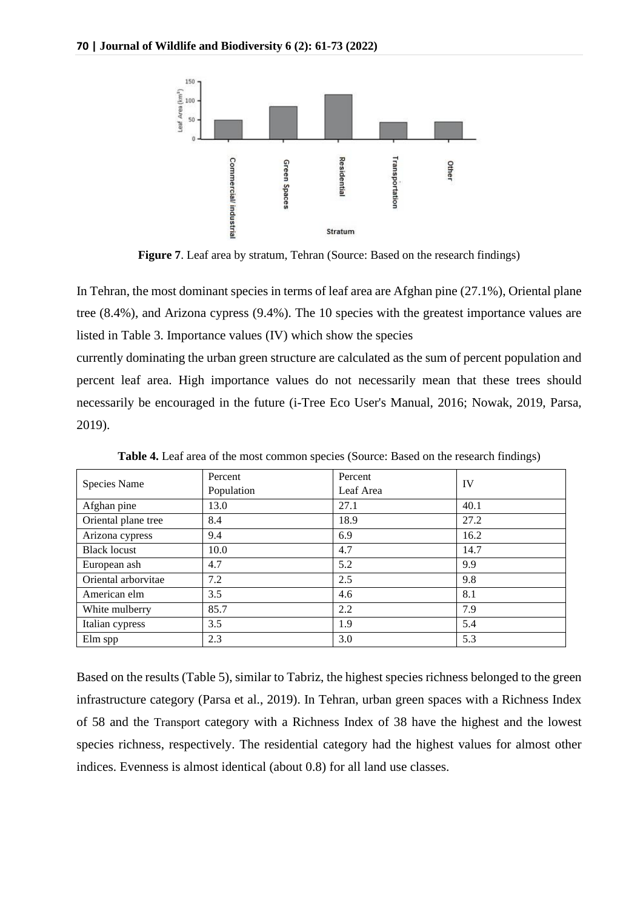Leaf Area (km²)

150

100

50

0

Commercial/ industrial

Green Spaces

Residential

Transportation

Other

Stratum

**Figure 7**. Leaf area by stratum, Tehran (Source: Based on the research findings)

In Tehran, the most dominant species in terms of leaf area are Afghan pine (27.1%), Oriental plane tree (8.4%), and Arizona cypress (9.4%). The 10 species with the greatest importance values are listed in Table 3. Importance values (IV) which show the species currently dominating the urban green structure are calculated as the sum of percent population and percent leaf area. High importance values do not necessarily mean that these trees should necessarily be encouraged in the future (i-Tree Eco User's Manual, 2016; Nowak, 2019, Parsa, 2019).

**Table 4.** Leaf area of the most common species (Source: Based on the research findings)

| Species Name | Percent Population | Percent Leaf Area | IV |
|---|---|---|---|
| Afghan pine | 13.0 | 27.1 | 40.1 |
| Oriental plane tree | 8.4 | 18.9 | 27.2 |
| Arizona cypress | 9.4 | 6.9 | 16.2 |
| Black locust | 10.0 | 4.7 | 14.7 |
| European ash | 4.7 | 5.2 | 9.9 |
| Oriental arborvitae | 7.2 | 2.5 | 9.8 |
| American elm | 3.5 | 4.6 | 8.1 |
| White mulberry | 85.7 | 2.2 | 7.9 |
| Italian cypress | 3.5 | 1.9 | 5.4 |
| Elm spp | 2.3 | 3.0 | 5.3 |

Based on the results (Table 5), similar to Tabriz, the highest species richness belonged to the green infrastructure category (Parsa et al., 2019). In Tehran, urban green spaces with a Richness Index of 58 and the Transport category with a Richness Index of 38 have the highest and the lowest species richness, respectively. The residential category had the highest values for almost other indices. Evenness is almost identical (about 0.8) for all land use classes.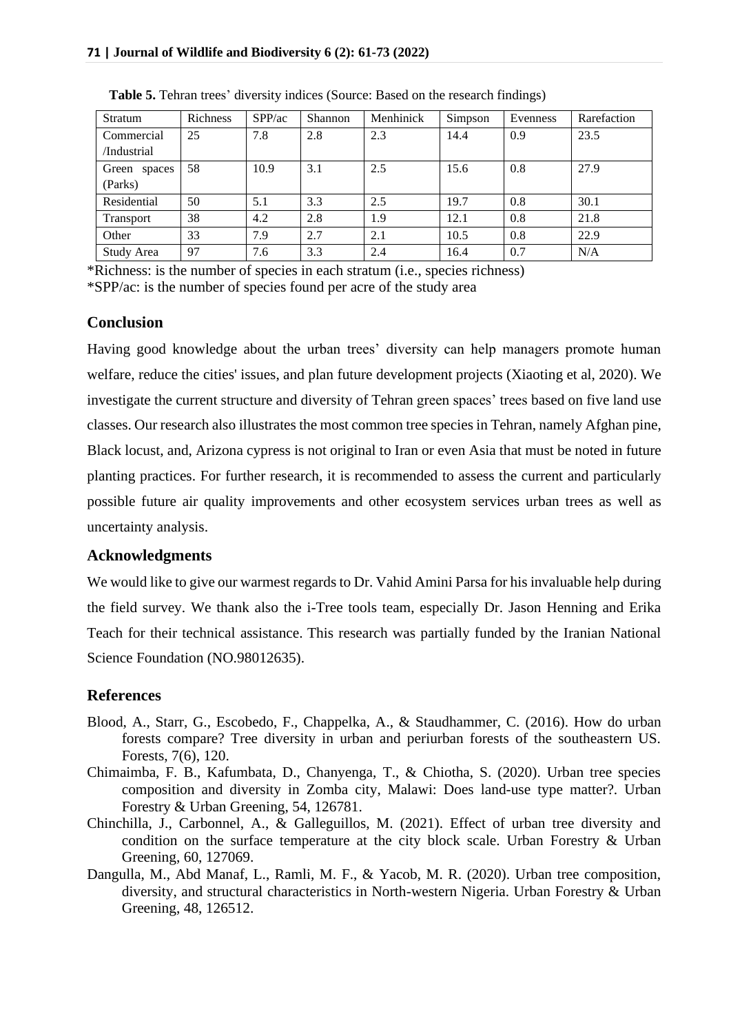**Table 5.** Tehran trees' diversity indices (Source: Based on the research findings)

| Stratum | Richness | SPP/ac | Shannon | Menhinick | Simpson | Evenness | Rarefaction |
|---|---|---|---|---|---|---|---|
| Commercial /Industrial | 25 | 7.8 | 2.8 | 2.3 | 14.4 | 0.9 | 23.5 |
| Green spaces (Parks) | 58 | 10.9 | 3.1 | 2.5 | 15.6 | 0.8 | 27.9 |
| Residential | 50 | 5.1 | 3.3 | 2.5 | 19.7 | 0.8 | 30.1 |
| Transport | 38 | 4.2 | 2.8 | 1.9 | 12.1 | 0.8 | 21.8 |
| Other | 33 | 7.9 | 2.7 | 2.1 | 10.5 | 0.8 | 22.9 |
| Study Area | 97 | 7.6 | 3.3 | 2.4 | 16.4 | 0.7 | N/A |

*Richness: is the number of species in each stratum (i.e., species richness)

*SPP/ac: is the number of species found per acre of the study area

## Conclusion

Having good knowledge about the urban trees' diversity can help managers promote human welfare, reduce the cities' issues, and plan future development projects (Xiaoting et al, 2020). We investigate the current structure and diversity of Tehran green spaces' trees based on five land use classes. Our research also illustrates the most common tree species in Tehran, namely Afghan pine, Black locust, and, Arizona cypress is not original to Iran or even Asia that must be noted in future planting practices. For further research, it is recommended to assess the current and particularly possible future air quality improvements and other ecosystem services urban trees as well as uncertainty analysis.

## Acknowledgments

We would like to give our warmest regards to Dr. Vahid Amini Parsa for his invaluable help during the field survey. We thank also the i-Tree tools team, especially Dr. Jason Henning and Erika Teach for their technical assistance. This research was partially funded by the Iranian National Science Foundation (NO.98012635).

## References

Blood, A., Starr, G., Escobedo, F., Chappelka, A., & Staudhammer, C. (2016). How do urban forests compare? Tree diversity in urban and periurban forests of the southeastern US. Forests, 7(6), 120.

Chimaimba, F. B., Kafumbata, D., Chanyenga, T., & Chiotha, S. (2020). Urban tree species composition and diversity in Zomba city, Malawi: Does land-use type matter?. Urban Forestry & Urban Greening, 54, 126781.

Chinchilla, J., Carbonnel, A., & Galleguillos, M. (2021). Effect of urban tree diversity and condition on the surface temperature at the city block scale. Urban Forestry & Urban Greening, 60, 127069.

Dangulla, M., Abd Manaf, L., Ramli, M. F., & Yacob, M. R. (2020). Urban tree composition, diversity, and structural characteristics in North-western Nigeria. Urban Forestry & Urban Greening, 48, 126512.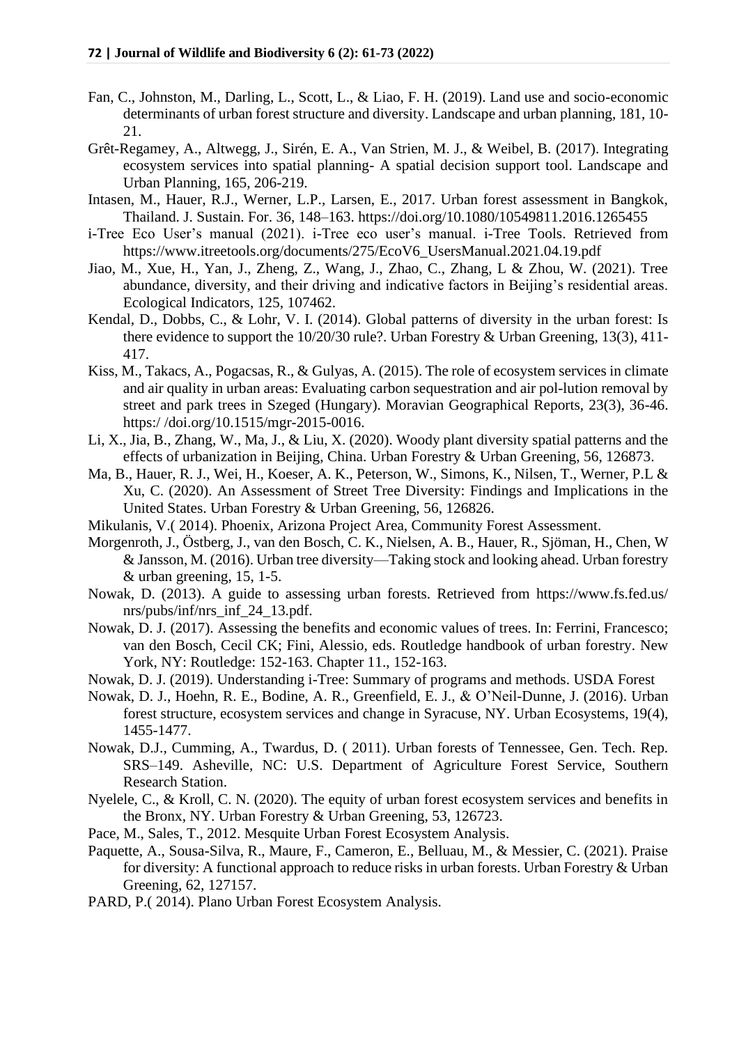Fan, C., Johnston, M., Darling, L., Scott, L., & Liao, F. H. (2019). Land use and socio-economic determinants of urban forest structure and diversity. Landscape and urban planning, 181, 10-21.

Grêt-Regamey, A., Altwegg, J., Sirén, E. A., Van Strien, M. J., & Weibel, B. (2017). Integrating ecosystem services into spatial planning- A spatial decision support tool. Landscape and Urban Planning, 165, 206-219.

Intasen, M., Hauer, R.J., Werner, L.P., Larsen, E., 2017. Urban forest assessment in Bangkok, Thailand. J. Sustain. For. 36, 148–163. https://doi.org/10.1080/10549811.2016.1265455

i-Tree Eco User's manual (2021). i-Tree eco user's manual. i-Tree Tools. Retrieved from https://www.itreetools.org/documents/275/EcoV6_UsersManual.2021.04.19.pdf

Jiao, M., Xue, H., Yan, J., Zheng, Z., Wang, J., Zhao, C., Zhang, L & Zhou, W. (2021). Tree abundance, diversity, and their driving and indicative factors in Beijing's residential areas. Ecological Indicators, 125, 107462.

Kendal, D., Dobbs, C., & Lohr, V. I. (2014). Global patterns of diversity in the urban forest: Is there evidence to support the 10/20/30 rule?. Urban Forestry & Urban Greening, 13(3), 411-417.

Kiss, M., Takacs, A., Pogacsas, R., & Gulyas, A. (2015). The role of ecosystem services in climate and air quality in urban areas: Evaluating carbon sequestration and air pol-lution removal by street and park trees in Szeged (Hungary). Moravian Geographical Reports, 23(3), 36-46. https:/ /doi.org/10.1515/mgr-2015-0016.

Li, X., Jia, B., Zhang, W., Ma, J., & Liu, X. (2020). Woody plant diversity spatial patterns and the effects of urbanization in Beijing, China. Urban Forestry & Urban Greening, 56, 126873.

Ma, B., Hauer, R. J., Wei, H., Koeser, A. K., Peterson, W., Simons, K., Nilsen, T., Werner, P.L & Xu, C. (2020). An Assessment of Street Tree Diversity: Findings and Implications in the United States. Urban Forestry & Urban Greening, 56, 126826.

Mikulanis, V.( 2014). Phoenix, Arizona Project Area, Community Forest Assessment.

Morgenroth, J., Östberg, J., van den Bosch, C. K., Nielsen, A. B., Hauer, R., Sjöman, H., Chen, W & Jansson, M. (2016). Urban tree diversity—Taking stock and looking ahead. Urban forestry & urban greening, 15, 1-5.

Nowak, D. (2013). A guide to assessing urban forests. Retrieved from https://www.fs.fed.us/ nrs/pubs/inf/nrs_inf_24_13.pdf.

Nowak, D. J. (2017). Assessing the benefits and economic values of trees. In: Ferrini, Francesco; van den Bosch, Cecil CK; Fini, Alessio, eds. Routledge handbook of urban forestry. New York, NY: Routledge: 152-163. Chapter 11., 152-163.

Nowak, D. J. (2019). Understanding i-Tree: Summary of programs and methods. USDA Forest

Nowak, D. J., Hoehn, R. E., Bodine, A. R., Greenfield, E. J., & O'Neil-Dunne, J. (2016). Urban forest structure, ecosystem services and change in Syracuse, NY. Urban Ecosystems, 19(4), 1455-1477.

Nowak, D.J., Cumming, A., Twardus, D. ( 2011). Urban forests of Tennessee, Gen. Tech. Rep. SRS–149. Asheville, NC: U.S. Department of Agriculture Forest Service, Southern Research Station.

Nyelele, C., & Kroll, C. N. (2020). The equity of urban forest ecosystem services and benefits in the Bronx, NY. Urban Forestry & Urban Greening, 53, 126723.

Pace, M., Sales, T., 2012. Mesquite Urban Forest Ecosystem Analysis.

Paquette, A., Sousa-Silva, R., Maure, F., Cameron, E., Belluau, M., & Messier, C. (2021). Praise for diversity: A functional approach to reduce risks in urban forests. Urban Forestry & Urban Greening, 62, 127157.

PARD, P.( 2014). Plano Urban Forest Ecosystem Analysis.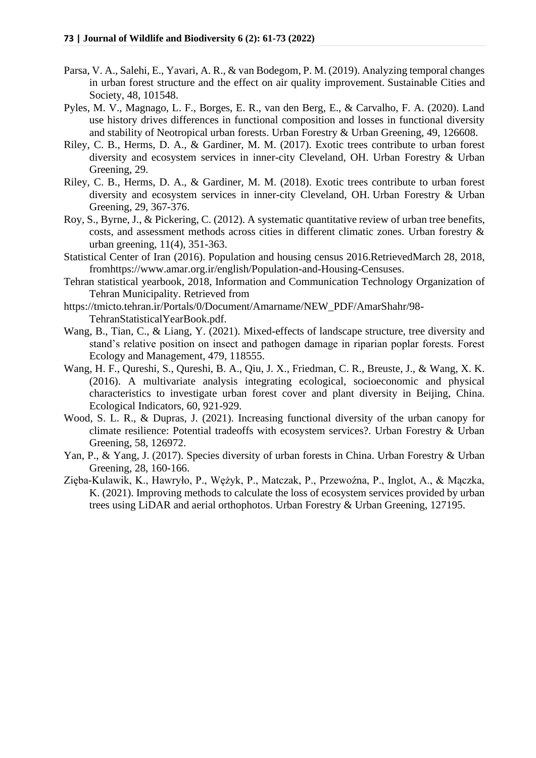Parsa, V. A., Salehi, E., Yavari, A. R., & van Bodegom, P. M. (2019). Analyzing temporal changes in urban forest structure and the effect on air quality improvement. Sustainable Cities and Society, 48, 101548.

Pyles, M. V., Magnago, L. F., Borges, E. R., van den Berg, E., & Carvalho, F. A. (2020). Land use history drives differences in functional composition and losses in functional diversity and stability of Neotropical urban forests. Urban Forestry & Urban Greening, 49, 126608.

Riley, C. B., Herms, D. A., & Gardiner, M. M. (2017). Exotic trees contribute to urban forest diversity and ecosystem services in inner-city Cleveland, OH. Urban Forestry & Urban Greening, 29.

Riley, C. B., Herms, D. A., & Gardiner, M. M. (2018). Exotic trees contribute to urban forest diversity and ecosystem services in inner-city Cleveland, OH. Urban Forestry & Urban Greening, 29, 367-376.

Roy, S., Byrne, J., & Pickering, C. (2012). A systematic quantitative review of urban tree benefits, costs, and assessment methods across cities in different climatic zones. Urban forestry & urban greening, 11(4), 351-363.

Statistical Center of Iran (2016). Population and housing census 2016.RetrievedMarch 28, 2018, fromhttps://www.amar.org.ir/english/Population-and-Housing-Censuses.

Tehran statistical yearbook, 2018, Information and Communication Technology Organization of Tehran Municipality. Retrieved from https://tmicto.tehran.ir/Portals/0/Document/Amarname/NEW_PDF/AmarShahr/98-TehranStatisticalYearBook.pdf.

Wang, B., Tian, C., & Liang, Y. (2021). Mixed-effects of landscape structure, tree diversity and stand's relative position on insect and pathogen damage in riparian poplar forests. Forest Ecology and Management, 479, 118555.

Wang, H. F., Qureshi, S., Qureshi, B. A., Qiu, J. X., Friedman, C. R., Breuste, J., & Wang, X. K. (2016). A multivariate analysis integrating ecological, socioeconomic and physical characteristics to investigate urban forest cover and plant diversity in Beijing, China. Ecological Indicators, 60, 921-929.

Wood, S. L. R., & Dupras, J. (2021). Increasing functional diversity of the urban canopy for climate resilience: Potential tradeoffs with ecosystem services?. Urban Forestry & Urban Greening, 58, 126972.

Yan, P., & Yang, J. (2017). Species diversity of urban forests in China. Urban Forestry & Urban Greening, 28, 160-166.

Zięba-Kulawik, K., Hawryło, P., Wężyk, P., Matczak, P., Przewoźna, P., Inglot, A., & Mączka, K. (2021). Improving methods to calculate the loss of ecosystem services provided by urban trees using LiDAR and aerial orthophotos. Urban Forestry & Urban Greening, 127195.